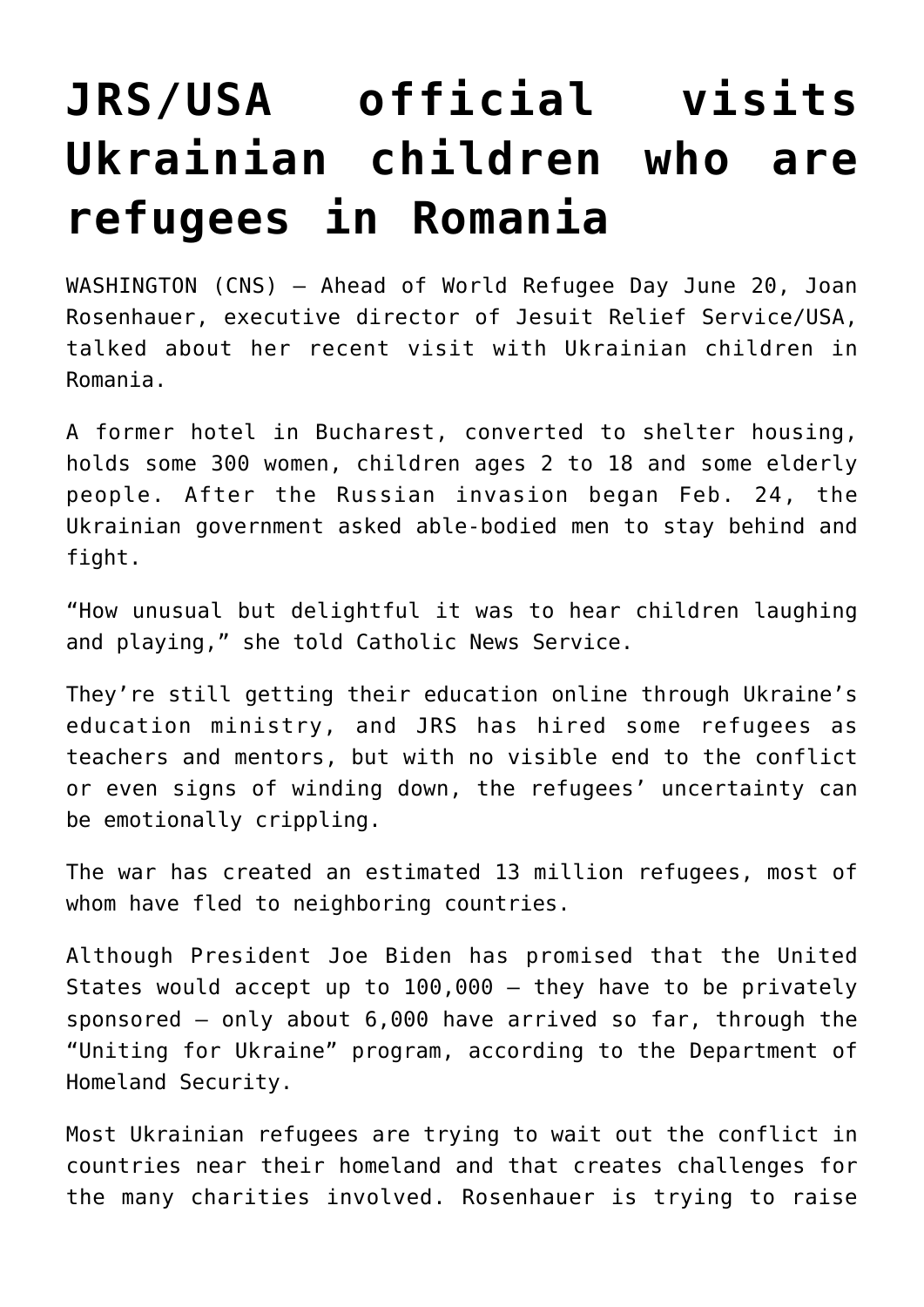# JRS/USA official visits Ukrainian children who are refugees in Romania

WASHINGTON (CNS) — Ahead of World Refugee Day June 20, Joan Rosenhauer, executive director of Jesuit Relief Service/USA, talked about her recent visit with Ukrainian children in Romania.

A former hotel in Bucharest, converted to shelter housing, holds some 300 women, children ages 2 to 18 and some elderly people. After the Russian invasion began Feb. 24, the Ukrainian government asked able-bodied men to stay behind and fight.

"How unusual but delightful it was to hear children laughing and playing," she told Catholic News Service.

They're still getting their education online through Ukraine's education ministry, and JRS has hired some refugees as teachers and mentors, but with no visible end to the conflict or even signs of winding down, the refugees' uncertainty can be emotionally crippling.

The war has created an estimated 13 million refugees, most of whom have fled to neighboring countries.

Although President Joe Biden has promised that the United States would accept up to 100,000 — they have to be privately sponsored — only about 6,000 have arrived so far, through the "Uniting for Ukraine" program, according to the Department of Homeland Security.

Most Ukrainian refugees are trying to wait out the conflict in countries near their homeland and that creates challenges for the many charities involved. Rosenhauer is trying to raise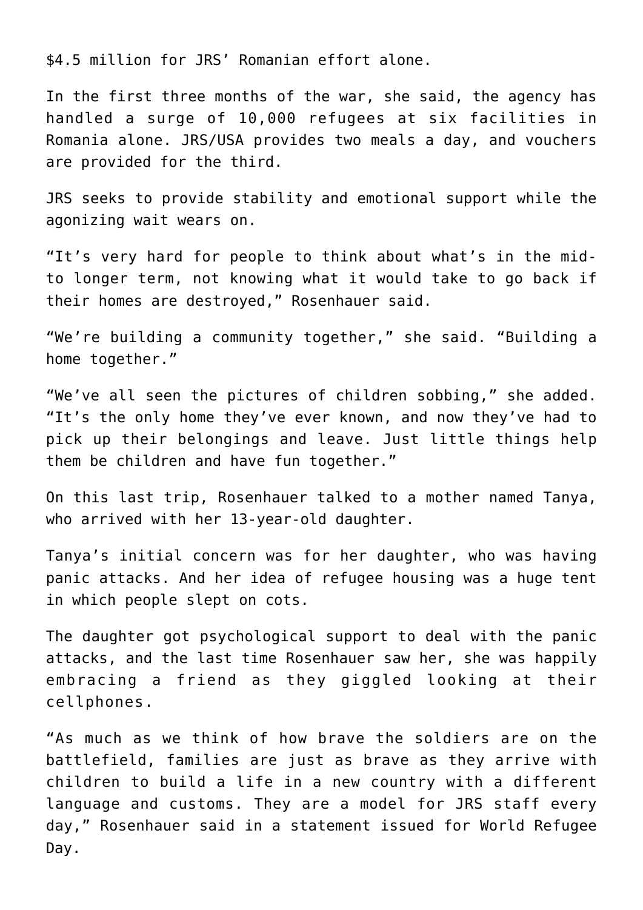$4.5 million for JRS’ Romanian effort alone.

In the first three months of the war, she said, the agency has handled a surge of 10,000 refugees at six facilities in Romania alone. JRS/USA provides two meals a day, and vouchers are provided for the third.

JRS seeks to provide stability and emotional support while the agonizing wait wears on.

“It’s very hard for people to think about what’s in the mid- to longer term, not knowing what it would take to go back if their homes are destroyed,” Rosenhauer said.

“We’re building a community together,” she said. “Building a home together.”

“We’ve all seen the pictures of children sobbing,” she added. “It’s the only home they’ve ever known, and now they’ve had to pick up their belongings and leave. Just little things help them be children and have fun together.”

On this last trip, Rosenhauer talked to a mother named Tanya, who arrived with her 13-year-old daughter.

Tanya’s initial concern was for her daughter, who was having panic attacks. And her idea of refugee housing was a huge tent in which people slept on cots.

The daughter got psychological support to deal with the panic attacks, and the last time Rosenhauer saw her, she was happily embracing a friend as they giggled looking at their cellphones.

“As much as we think of how brave the soldiers are on the battlefield, families are just as brave as they arrive with children to build a life in a new country with a different language and customs. They are a model for JRS staff every day,” Rosenhauer said in a statement issued for World Refugee Day.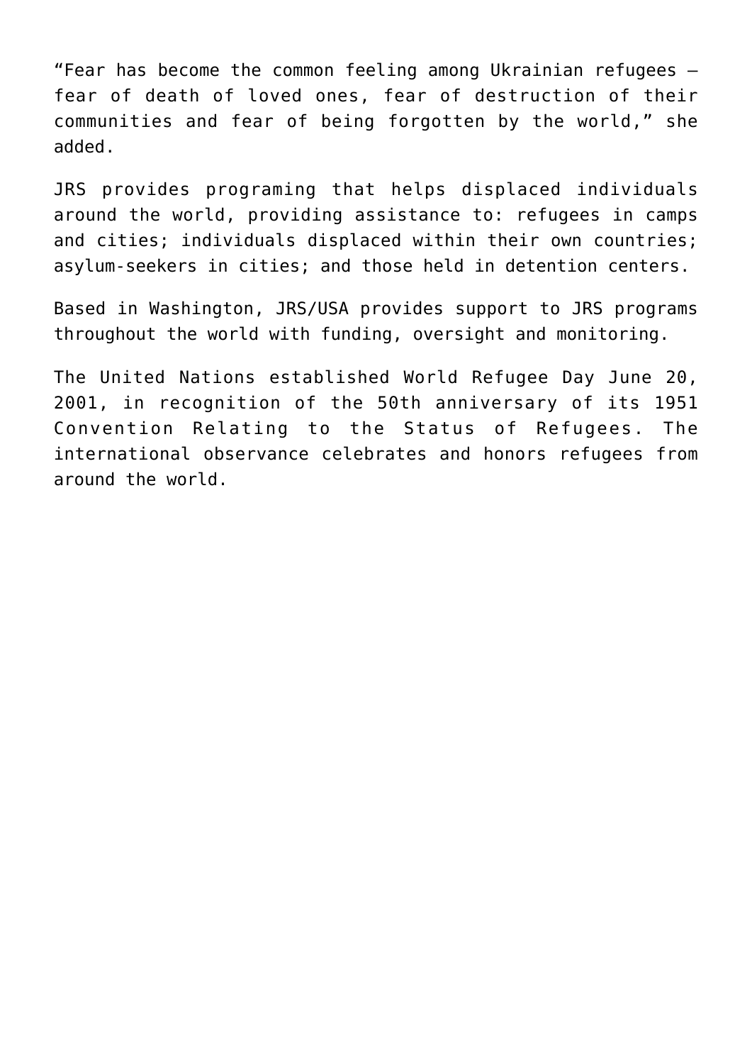"Fear has become the common feeling among Ukrainian refugees — fear of death of loved ones, fear of destruction of their communities and fear of being forgotten by the world," she added.

JRS provides programing that helps displaced individuals around the world, providing assistance to: refugees in camps and cities; individuals displaced within their own countries; asylum-seekers in cities; and those held in detention centers.

Based in Washington, JRS/USA provides support to JRS programs throughout the world with funding, oversight and monitoring.

The United Nations established World Refugee Day June 20, 2001, in recognition of the 50th anniversary of its 1951 Convention Relating to the Status of Refugees. The international observance celebrates and honors refugees from around the world.